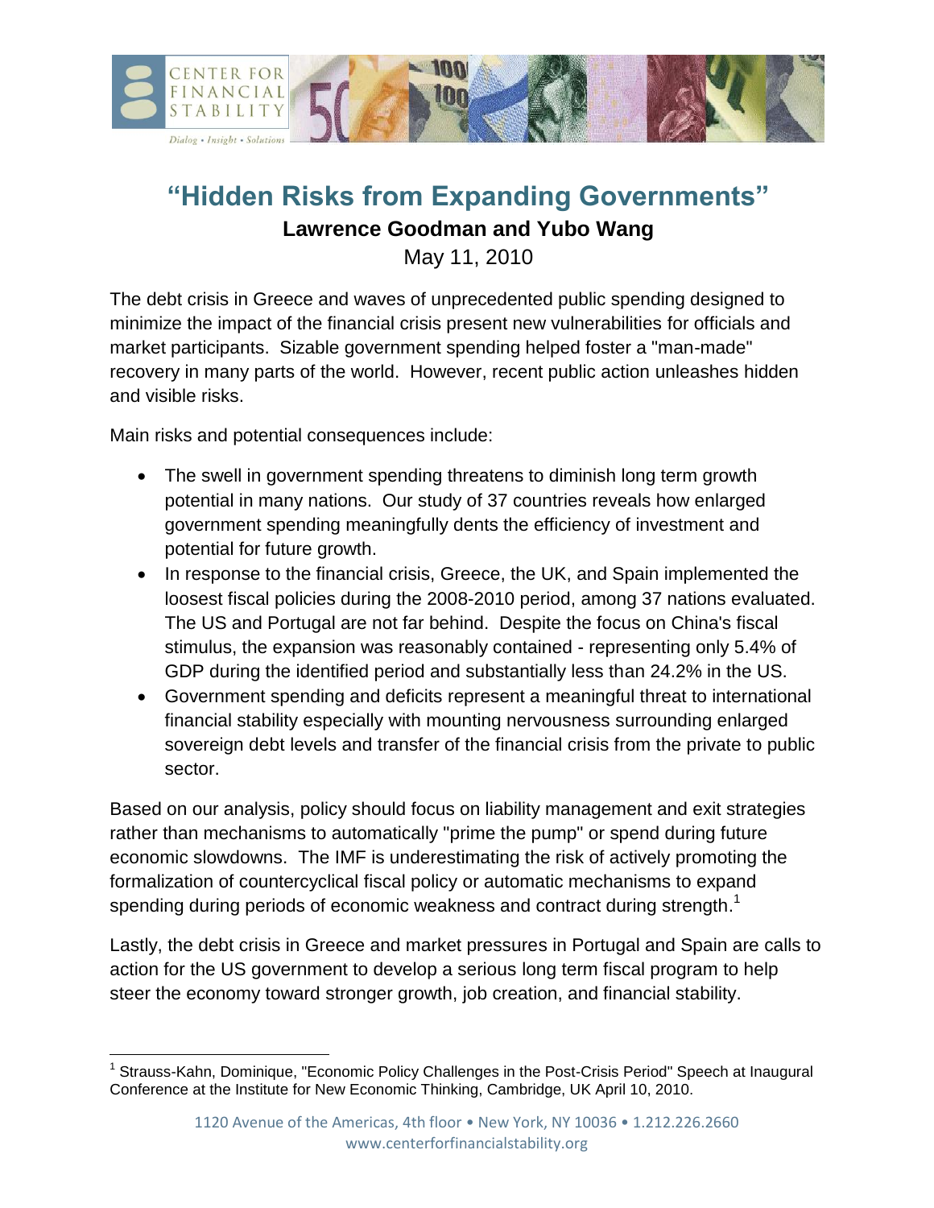# "Hidden Risks from Expanding Governments"

**Lawrence Goodman and Yubo Wang**

May 11, 2010

The debt crisis in Greece and waves of unprecedented public spending designed to minimize the impact of the financial crisis present new vulnerabilities for officials and market participants. Sizable government spending helped foster a "man-made" recovery in many parts of the world. However, recent public action unleashes hidden and visible risks.

Main risks and potential consequences include:

- The swell in government spending threatens to diminish long term growth potential in many nations. Our study of 37 countries reveals how enlarged government spending meaningfully dents the efficiency of investment and potential for future growth.
- In response to the financial crisis, Greece, the UK, and Spain implemented the loosest fiscal policies during the 2008-2010 period, among 37 nations evaluated. The US and Portugal are not far behind. Despite the focus on China's fiscal stimulus, the expansion was reasonably contained - representing only 5.4% of GDP during the identified period and substantially less than 24.2% in the US.
- Government spending and deficits represent a meaningful threat to international financial stability especially with mounting nervousness surrounding enlarged sovereign debt levels and transfer of the financial crisis from the private to public sector.

Based on our analysis, policy should focus on liability management and exit strategies rather than mechanisms to automatically "prime the pump" or spend during future economic slowdowns. The IMF is underestimating the risk of actively promoting the formalization of countercyclical fiscal policy or automatic mechanisms to expand spending during periods of economic weakness and contract during strength.[1]

Lastly, the debt crisis in Greece and market pressures in Portugal and Spain are calls to action for the US government to develop a serious long term fiscal program to help steer the economy toward stronger growth, job creation, and financial stability.

[1] Strauss-Kahn, Dominique, "Economic Policy Challenges in the Post-Crisis Period" Speech at Inaugural Conference at the Institute for New Economic Thinking, Cambridge, UK April 10, 2010.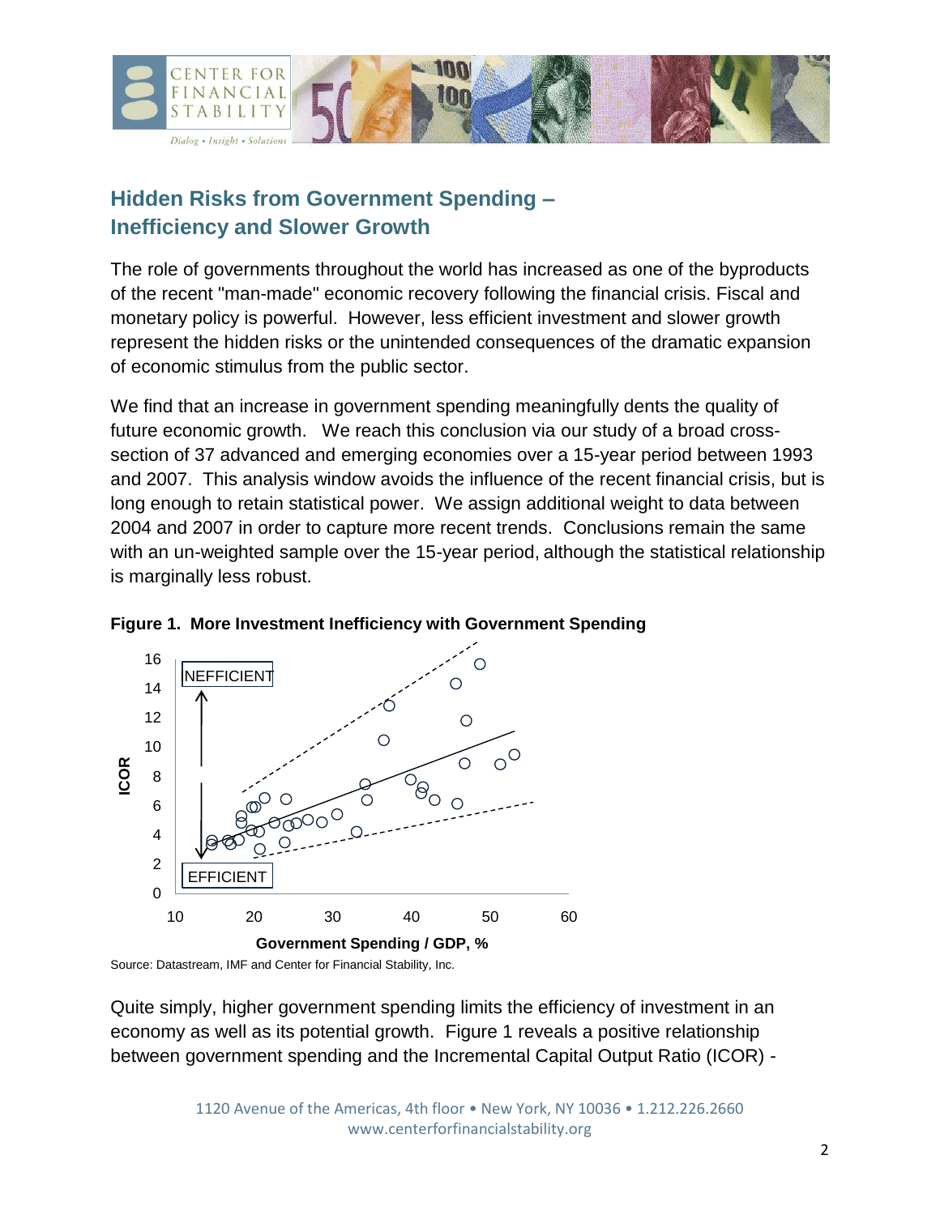## Hidden Risks from Government Spending – Inefficiency and Slower Growth

The role of governments throughout the world has increased as one of the byproducts of the recent "man-made" economic recovery following the financial crisis. Fiscal and monetary policy is powerful. However, less efficient investment and slower growth represent the hidden risks or the unintended consequences of the dramatic expansion of economic stimulus from the public sector.

We find that an increase in government spending meaningfully dents the quality of future economic growth. We reach this conclusion via our study of a broad cross-section of 37 advanced and emerging economies over a 15-year period between 1993 and 2007. This analysis window avoids the influence of the recent financial crisis, but is long enough to retain statistical power. We assign additional weight to data between 2004 and 2007 in order to capture more recent trends. Conclusions remain the same with an un-weighted sample over the 15-year period, although the statistical relationship is marginally less robust.

**Figure 1. More Investment Inefficiency with Government Spending**

Source: Datastream, IMF and Center for Financial Stability, Inc.

Quite simply, higher government spending limits the efficiency of investment in an economy as well as its potential growth. Figure 1 reveals a positive relationship between government spending and the Incremental Capital Output Ratio (ICOR) -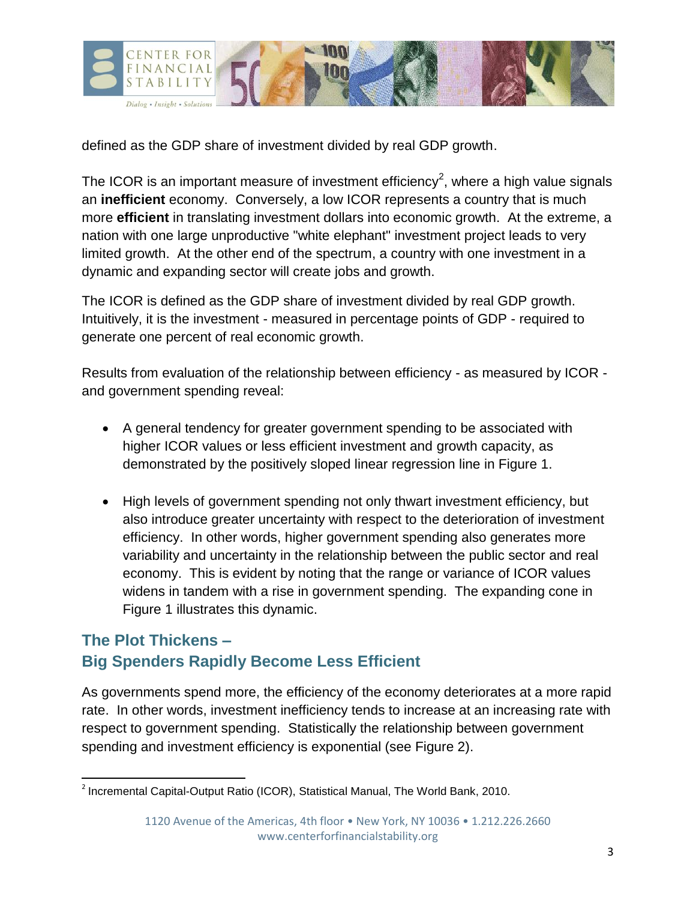defined as the GDP share of investment divided by real GDP growth.

The ICOR is an important measure of investment efficiency[2], where a high value signals an **inefficient** economy. Conversely, a low ICOR represents a country that is much more **efficient** in translating investment dollars into economic growth. At the extreme, a nation with one large unproductive "white elephant" investment project leads to very limited growth. At the other end of the spectrum, a country with one investment in a dynamic and expanding sector will create jobs and growth.

The ICOR is defined as the GDP share of investment divided by real GDP growth. Intuitively, it is the investment - measured in percentage points of GDP - required to generate one percent of real economic growth.

Results from evaluation of the relationship between efficiency - as measured by ICOR - and government spending reveal:

- A general tendency for greater government spending to be associated with higher ICOR values or less efficient investment and growth capacity, as demonstrated by the positively sloped linear regression line in Figure 1.

- High levels of government spending not only thwart investment efficiency, but also introduce greater uncertainty with respect to the deterioration of investment efficiency. In other words, higher government spending also generates more variability and uncertainty in the relationship between the public sector and real economy. This is evident by noting that the range or variance of ICOR values widens in tandem with a rise in government spending. The expanding cone in Figure 1 illustrates this dynamic.

## The Plot Thickens – Big Spenders Rapidly Become Less Efficient

As governments spend more, the efficiency of the economy deteriorates at a more rapid rate. In other words, investment inefficiency tends to increase at an increasing rate with respect to government spending. Statistically the relationship between government spending and investment efficiency is exponential (see Figure 2).

[2] Incremental Capital-Output Ratio (ICOR), Statistical Manual, The World Bank, 2010.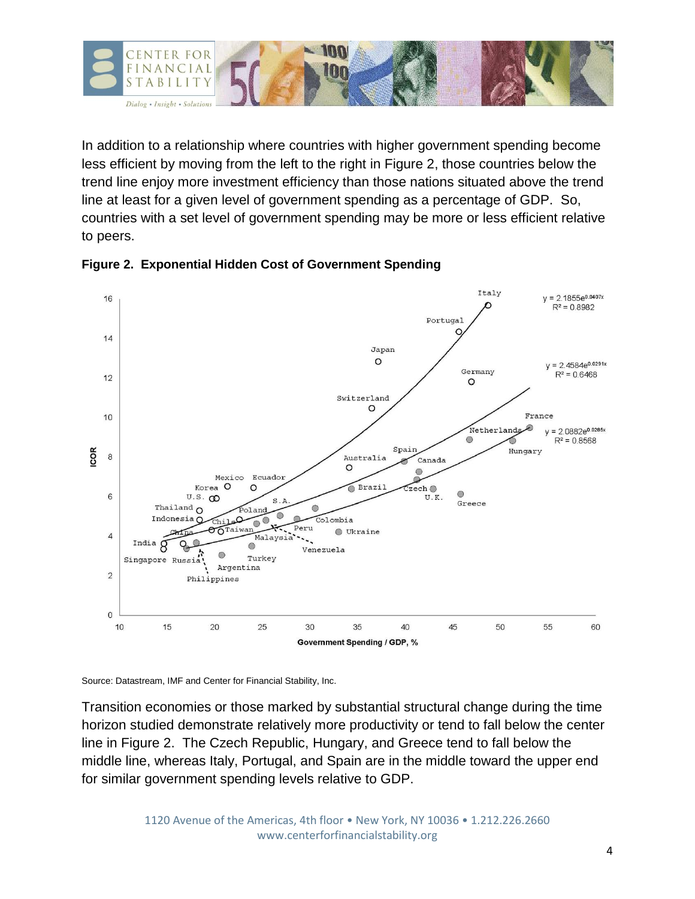In addition to a relationship where countries with higher government spending become less efficient by moving from the left to the right in Figure 2, those countries below the trend line enjoy more investment efficiency than those nations situated above the trend line at least for a given level of government spending as a percentage of GDP. So, countries with a set level of government spending may be more or less efficient relative to peers.

**Figure 2. Exponential Hidden Cost of Government Spending**

Source: Datastream, IMF and Center for Financial Stability, Inc.

Transition economies or those marked by substantial structural change during the time horizon studied demonstrate relatively more productivity or tend to fall below the center line in Figure 2. The Czech Republic, Hungary, and Greece tend to fall below the middle line, whereas Italy, Portugal, and Spain are in the middle toward the upper end for similar government spending levels relative to GDP.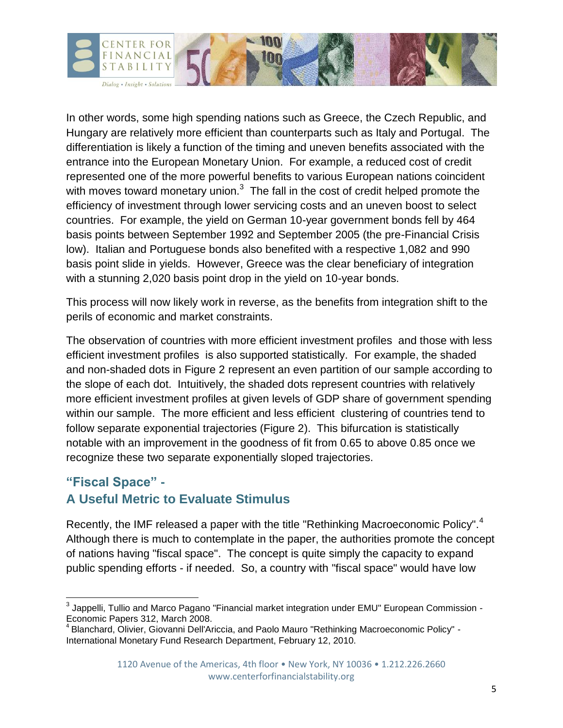In other words, some high spending nations such as Greece, the Czech Republic, and Hungary are relatively more efficient than counterparts such as Italy and Portugal. The differentiation is likely a function of the timing and uneven benefits associated with the entrance into the European Monetary Union. For example, a reduced cost of credit represented one of the more powerful benefits to various European nations coincident with moves toward monetary union.[3] The fall in the cost of credit helped promote the efficiency of investment through lower servicing costs and an uneven boost to select countries. For example, the yield on German 10-year government bonds fell by 464 basis points between September 1992 and September 2005 (the pre-Financial Crisis low). Italian and Portuguese bonds also benefited with a respective 1,082 and 990 basis point slide in yields. However, Greece was the clear beneficiary of integration with a stunning 2,020 basis point drop in the yield on 10-year bonds.

This process will now likely work in reverse, as the benefits from integration shift to the perils of economic and market constraints.

The observation of countries with more efficient investment profiles and those with less efficient investment profiles is also supported statistically. For example, the shaded and non-shaded dots in Figure 2 represent an even partition of our sample according to the slope of each dot. Intuitively, the shaded dots represent countries with relatively more efficient investment profiles at given levels of GDP share of government spending within our sample. The more efficient and less efficient clustering of countries tend to follow separate exponential trajectories (Figure 2). This bifurcation is statistically notable with an improvement in the goodness of fit from 0.65 to above 0.85 once we recognize these two separate exponentially sloped trajectories.

## "Fiscal Space" - A Useful Metric to Evaluate Stimulus

Recently, the IMF released a paper with the title "Rethinking Macroeconomic Policy".[4] Although there is much to contemplate in the paper, the authorities promote the concept of nations having "fiscal space". The concept is quite simply the capacity to expand public spending efforts - if needed. So, a country with "fiscal space" would have low

[3] Jappelli, Tullio and Marco Pagano "Financial market integration under EMU" European Commission - Economic Papers 312, March 2008.

[4] Blanchard, Olivier, Giovanni Dell'Ariccia, and Paolo Mauro "Rethinking Macroeconomic Policy" - International Monetary Fund Research Department, February 12, 2010.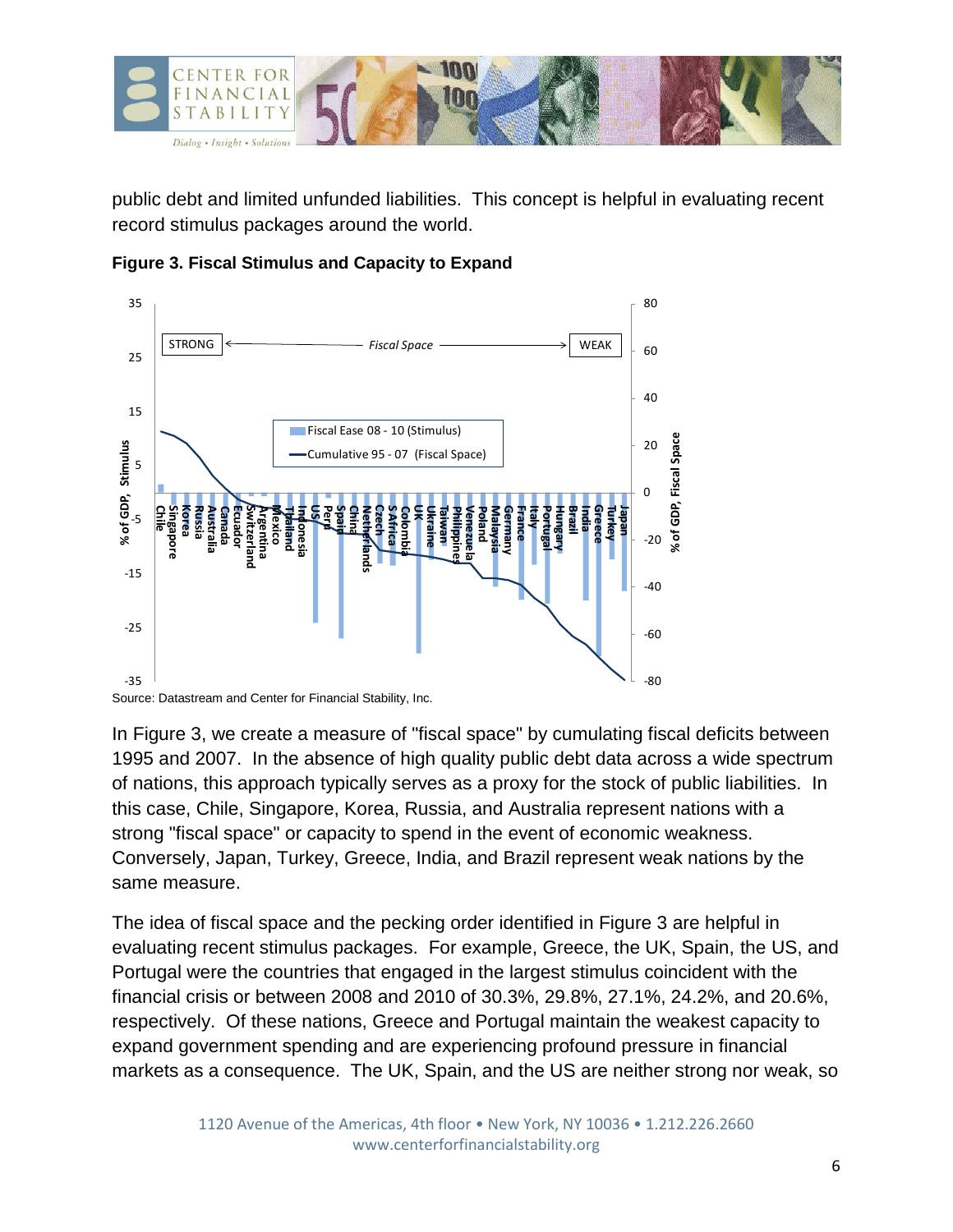public debt and limited unfunded liabilities. This concept is helpful in evaluating recent record stimulus packages around the world.

**Figure 3. Fiscal Stimulus and Capacity to Expand**

Source: Datastream and Center for Financial Stability, Inc.

In Figure 3, we create a measure of "fiscal space" by cumulating fiscal deficits between 1995 and 2007. In the absence of high quality public debt data across a wide spectrum of nations, this approach typically serves as a proxy for the stock of public liabilities. In this case, Chile, Singapore, Korea, Russia, and Australia represent nations with a strong "fiscal space" or capacity to spend in the event of economic weakness. Conversely, Japan, Turkey, Greece, India, and Brazil represent weak nations by the same measure.

The idea of fiscal space and the pecking order identified in Figure 3 are helpful in evaluating recent stimulus packages. For example, Greece, the UK, Spain, the US, and Portugal were the countries that engaged in the largest stimulus coincident with the financial crisis or between 2008 and 2010 of 30.3%, 29.8%, 27.1%, 24.2%, and 20.6%, respectively. Of these nations, Greece and Portugal maintain the weakest capacity to expand government spending and are experiencing profound pressure in financial markets as a consequence. The UK, Spain, and the US are neither strong nor weak, so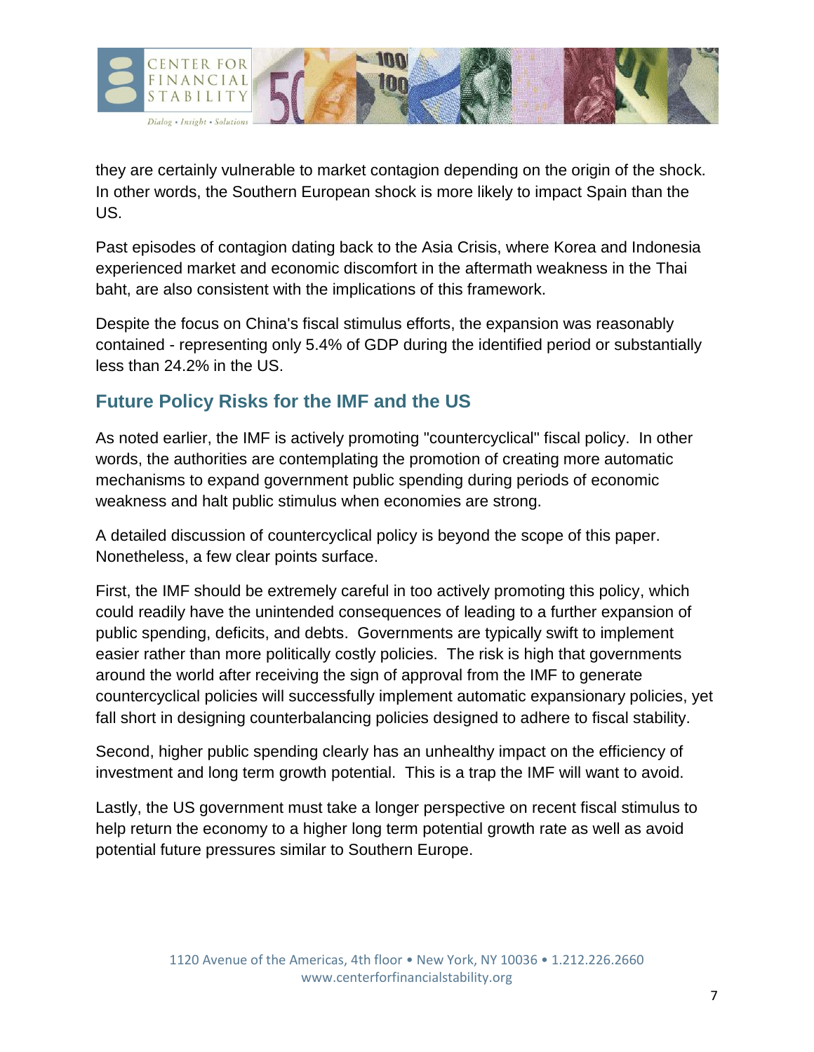they are certainly vulnerable to market contagion depending on the origin of the shock. In other words, the Southern European shock is more likely to impact Spain than the US.

Past episodes of contagion dating back to the Asia Crisis, where Korea and Indonesia experienced market and economic discomfort in the aftermath weakness in the Thai baht, are also consistent with the implications of this framework.

Despite the focus on China's fiscal stimulus efforts, the expansion was reasonably contained - representing only 5.4% of GDP during the identified period or substantially less than 24.2% in the US.

## Future Policy Risks for the IMF and the US

As noted earlier, the IMF is actively promoting "countercyclical" fiscal policy. In other words, the authorities are contemplating the promotion of creating more automatic mechanisms to expand government public spending during periods of economic weakness and halt public stimulus when economies are strong.

A detailed discussion of countercyclical policy is beyond the scope of this paper. Nonetheless, a few clear points surface.

First, the IMF should be extremely careful in too actively promoting this policy, which could readily have the unintended consequences of leading to a further expansion of public spending, deficits, and debts. Governments are typically swift to implement easier rather than more politically costly policies. The risk is high that governments around the world after receiving the sign of approval from the IMF to generate countercyclical policies will successfully implement automatic expansionary policies, yet fall short in designing counterbalancing policies designed to adhere to fiscal stability.

Second, higher public spending clearly has an unhealthy impact on the efficiency of investment and long term growth potential. This is a trap the IMF will want to avoid.

Lastly, the US government must take a longer perspective on recent fiscal stimulus to help return the economy to a higher long term potential growth rate as well as avoid potential future pressures similar to Southern Europe.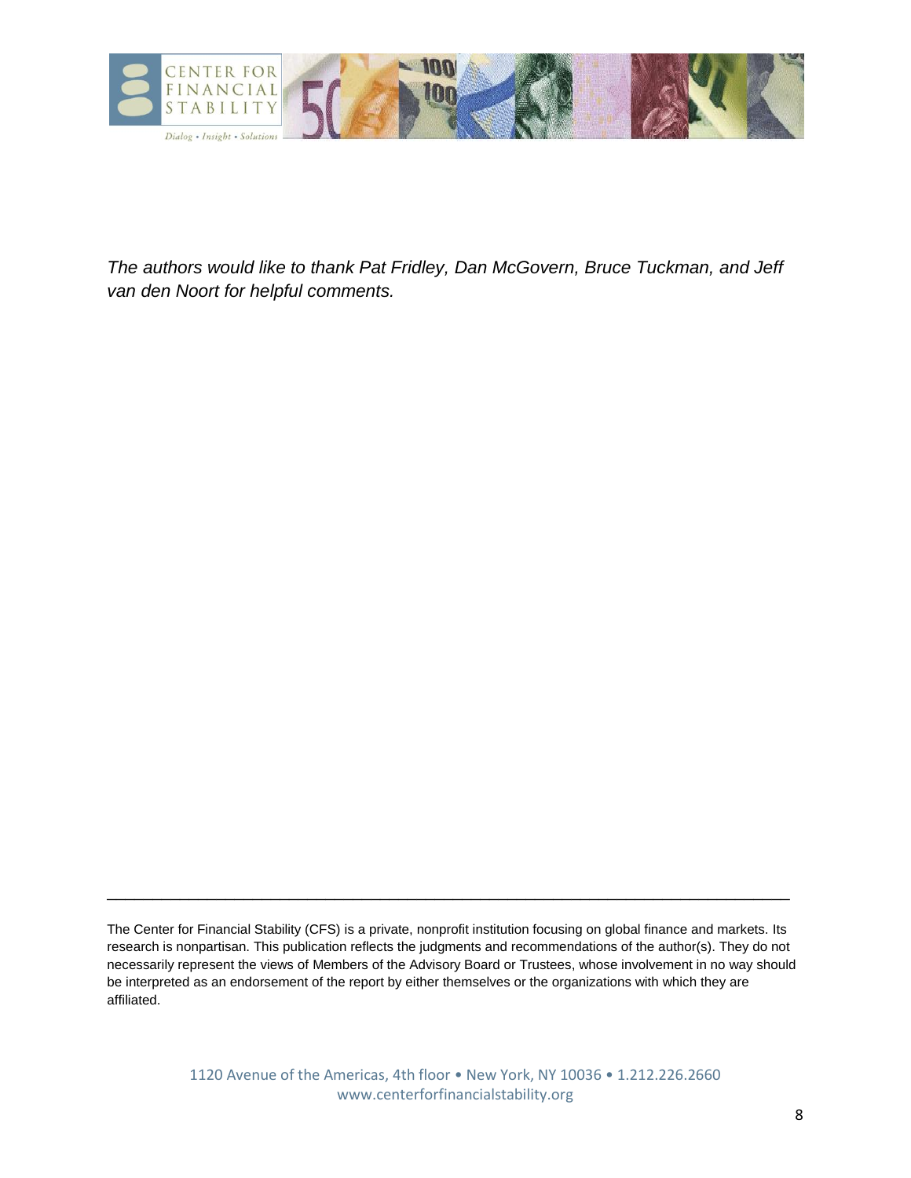*The authors would like to thank Pat Fridley, Dan McGovern, Bruce Tuckman, and Jeff van den Noort for helpful comments.*

---

The Center for Financial Stability (CFS) is a private, nonprofit institution focusing on global finance and markets. Its research is nonpartisan. This publication reflects the judgments and recommendations of the author(s). They do not necessarily represent the views of Members of the Advisory Board or Trustees, whose involvement in no way should be interpreted as an endorsement of the report by either themselves or the organizations with which they are affiliated.

1120 Avenue of the Americas, 4th floor • New York, NY 10036 • 1.212.226.2660
www.centerforfinancialstability.org